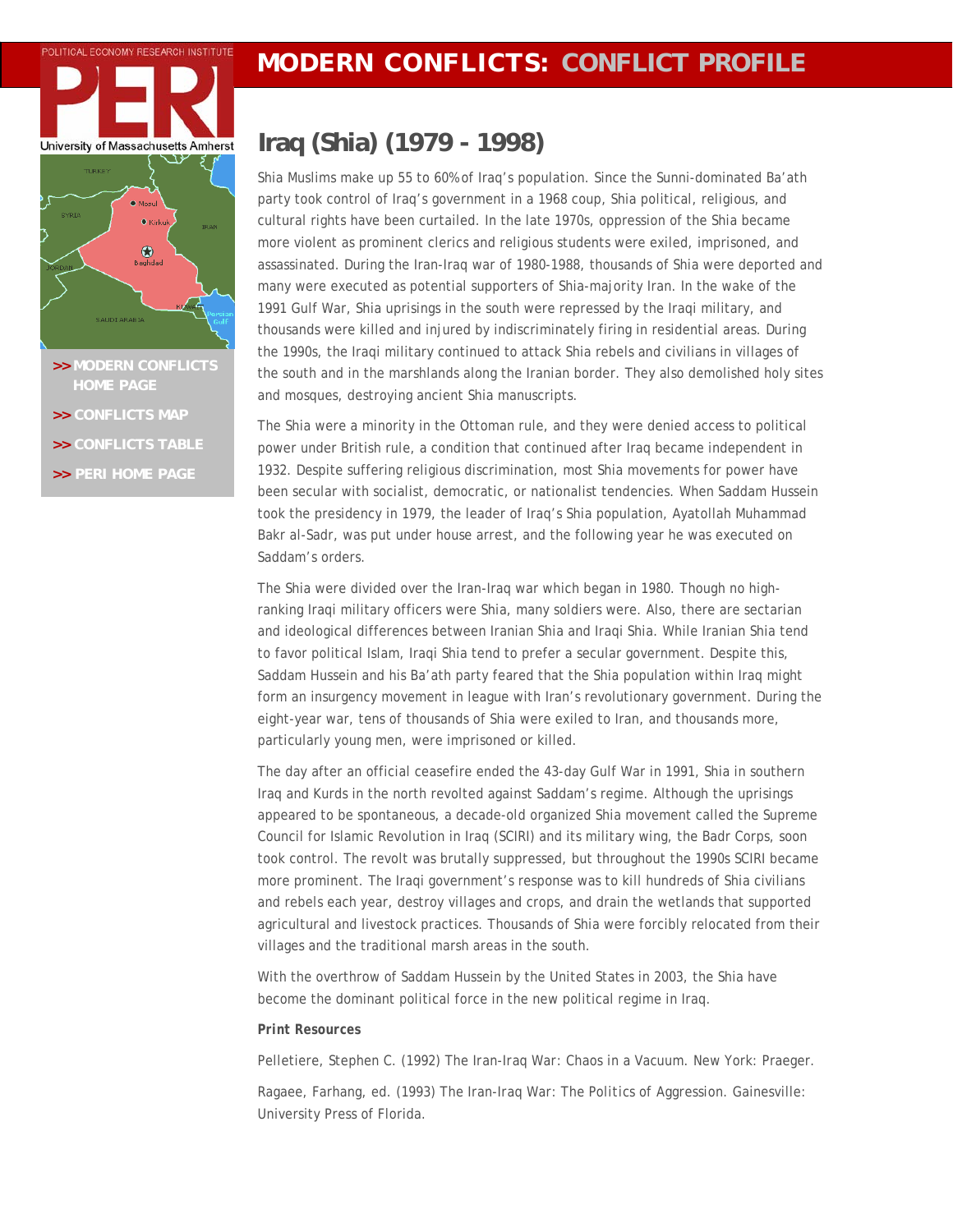# MODERN CONFLICTS: CONFLICT PROFILE

>> MODERN CONFLICTS HOME PAGE

>> CONFLICTS MAP

>> CONFLICTS TABLE

>> PERI HOME PAGE

## Iraq (Shia) (1979 - 1998)

Shia Muslims make up 55 to 60% of Iraq's population. Since the Sunni-dominated Ba'ath party took control of Iraq's government in a 1968 coup, Shia political, religious, and cultural rights have been curtailed. In the late 1970s, oppression of the Shia became more violent as prominent clerics and religious students were exiled, imprisoned, and assassinated. During the Iran-Iraq war of 1980-1988, thousands of Shia were deported and many were executed as potential supporters of Shia-majority Iran. In the wake of the 1991 Gulf War, Shia uprisings in the south were repressed by the Iraqi military, and thousands were killed and injured by indiscriminately firing in residential areas. During the 1990s, the Iraqi military continued to attack Shia rebels and civilians in villages of the south and in the marshlands along the Iranian border. They also demolished holy sites and mosques, destroying ancient Shia manuscripts.

The Shia were a minority in the Ottoman rule, and they were denied access to political power under British rule, a condition that continued after Iraq became independent in 1932. Despite suffering religious discrimination, most Shia movements for power have been secular with socialist, democratic, or nationalist tendencies. When Saddam Hussein took the presidency in 1979, the leader of Iraq's Shia population, Ayatollah Muhammad Bakr al-Sadr, was put under house arrest, and the following year he was executed on Saddam's orders.

The Shia were divided over the Iran-Iraq war which began in 1980. Though no high-ranking Iraqi military officers were Shia, many soldiers were. Also, there are sectarian and ideological differences between Iranian Shia and Iraqi Shia. While Iranian Shia tend to favor political Islam, Iraqi Shia tend to prefer a secular government. Despite this, Saddam Hussein and his Ba'ath party feared that the Shia population within Iraq might form an insurgency movement in league with Iran's revolutionary government. During the eight-year war, tens of thousands of Shia were exiled to Iran, and thousands more, particularly young men, were imprisoned or killed.

The day after an official ceasefire ended the 43-day Gulf War in 1991, Shia in southern Iraq and Kurds in the north revolted against Saddam's regime. Although the uprisings appeared to be spontaneous, a decade-old organized Shia movement called the Supreme Council for Islamic Revolution in Iraq (SCIRI) and its military wing, the Badr Corps, soon took control. The revolt was brutally suppressed, but throughout the 1990s SCIRI became more prominent. The Iraqi government's response was to kill hundreds of Shia civilians and rebels each year, destroy villages and crops, and drain the wetlands that supported agricultural and livestock practices. Thousands of Shia were forcibly relocated from their villages and the traditional marsh areas in the south.

With the overthrow of Saddam Hussein by the United States in 2003, the Shia have become the dominant political force in the new political regime in Iraq.

**Print Resources**

Pelletiere, Stephen C. (1992) The Iran-Iraq War: Chaos in a Vacuum. New York: Praeger.

Ragaee, Farhang, ed. (1993) The Iran-Iraq War: The Politics of Aggression. Gainesville: University Press of Florida.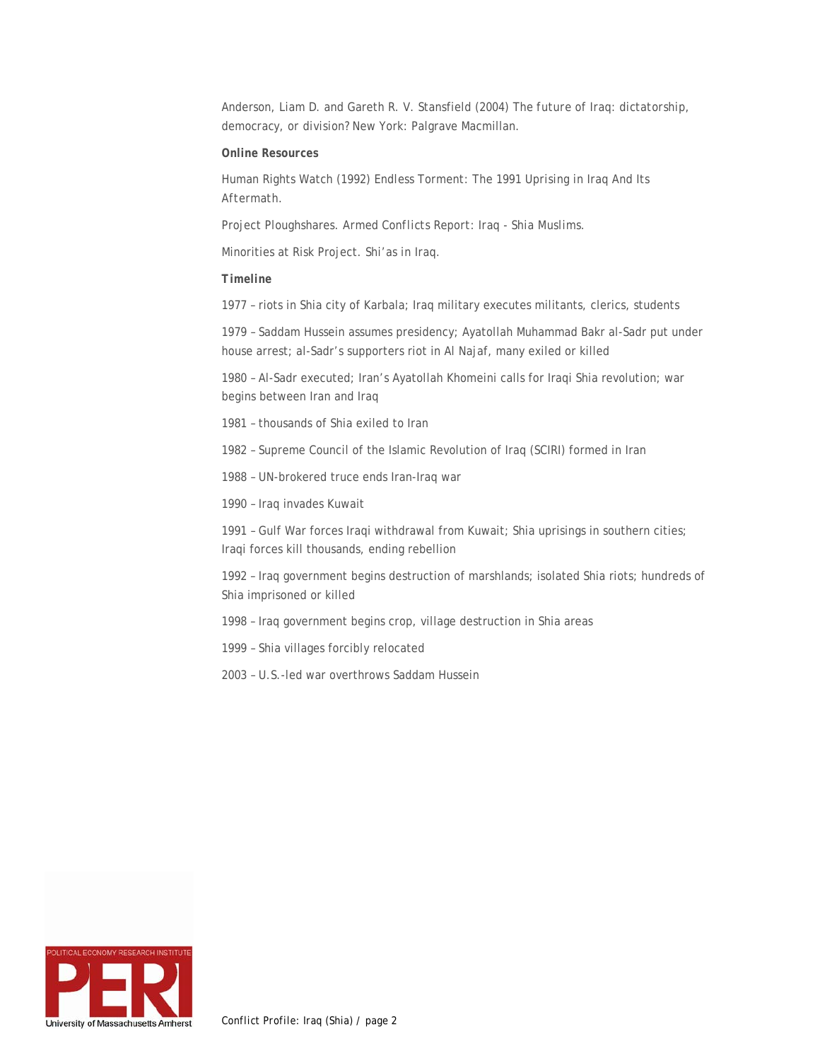Anderson, Liam D. and Gareth R. V. Stansfield (2004) The future of Iraq: dictatorship, democracy, or division? New York: Palgrave Macmillan.

**Online Resources**

Human Rights Watch (1992) Endless Torment: The 1991 Uprising in Iraq And Its Aftermath.

Project Ploughshares. Armed Conflicts Report: Iraq - Shia Muslims.

Minorities at Risk Project. Shi'as in Iraq.

**Timeline**

1977 – riots in Shia city of Karbala; Iraq military executes militants, clerics, students

1979 – Saddam Hussein assumes presidency; Ayatollah Muhammad Bakr al-Sadr put under house arrest; al-Sadr's supporters riot in Al Najaf, many exiled or killed

1980 – Al-Sadr executed; Iran's Ayatollah Khomeini calls for Iraqi Shia revolution; war begins between Iran and Iraq

1981 – thousands of Shia exiled to Iran

1982 – Supreme Council of the Islamic Revolution of Iraq (SCIRI) formed in Iran

1988 – UN-brokered truce ends Iran-Iraq war

1990 – Iraq invades Kuwait

1991 – Gulf War forces Iraqi withdrawal from Kuwait; Shia uprisings in southern cities; Iraqi forces kill thousands, ending rebellion

1992 – Iraq government begins destruction of marshlands; isolated Shia riots; hundreds of Shia imprisoned or killed

1998 – Iraq government begins crop, village destruction in Shia areas

1999 – Shia villages forcibly relocated

2003 – U.S.-led war overthrows Saddam Hussein